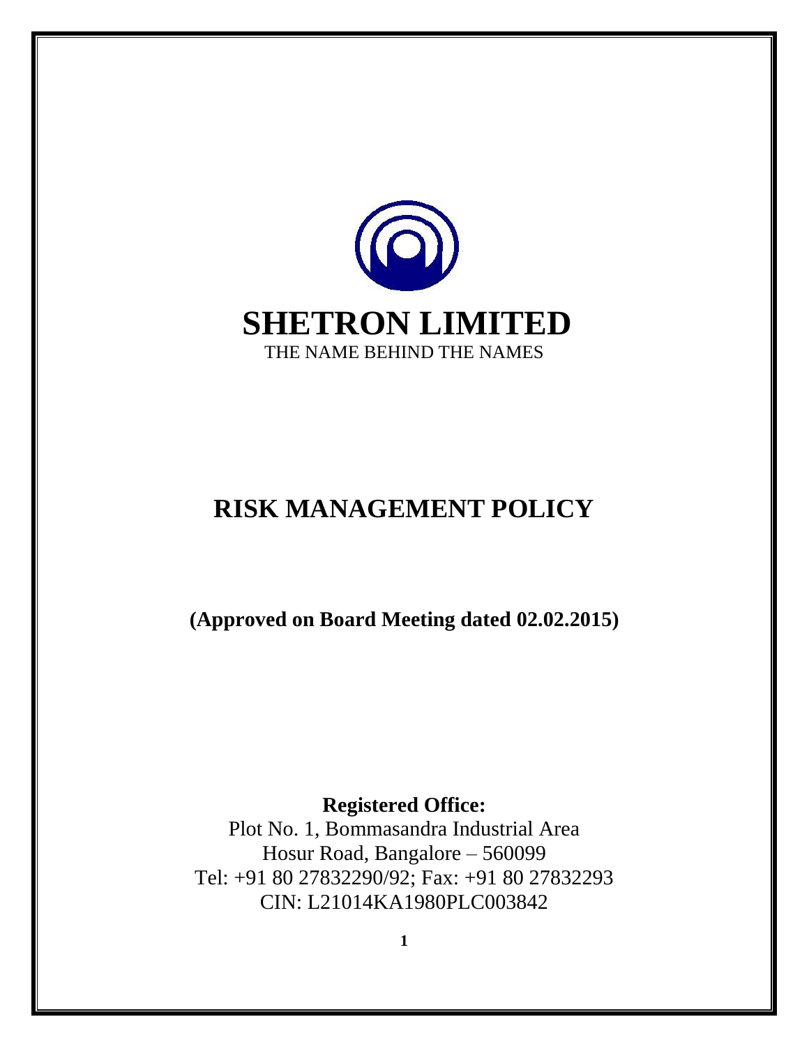# SHETRON LIMITED

THE NAME BEHIND THE NAMES

# RISK MANAGEMENT POLICY

**(Approved on Board Meeting dated 02.02.2015)**

**Registered Office:**

Plot No. 1, Bommasandra Industrial Area
Hosur Road, Bangalore – 560099
Tel: +91 80 27832290/92; Fax: +91 80 27832293
CIN: L21014KA1980PLC003842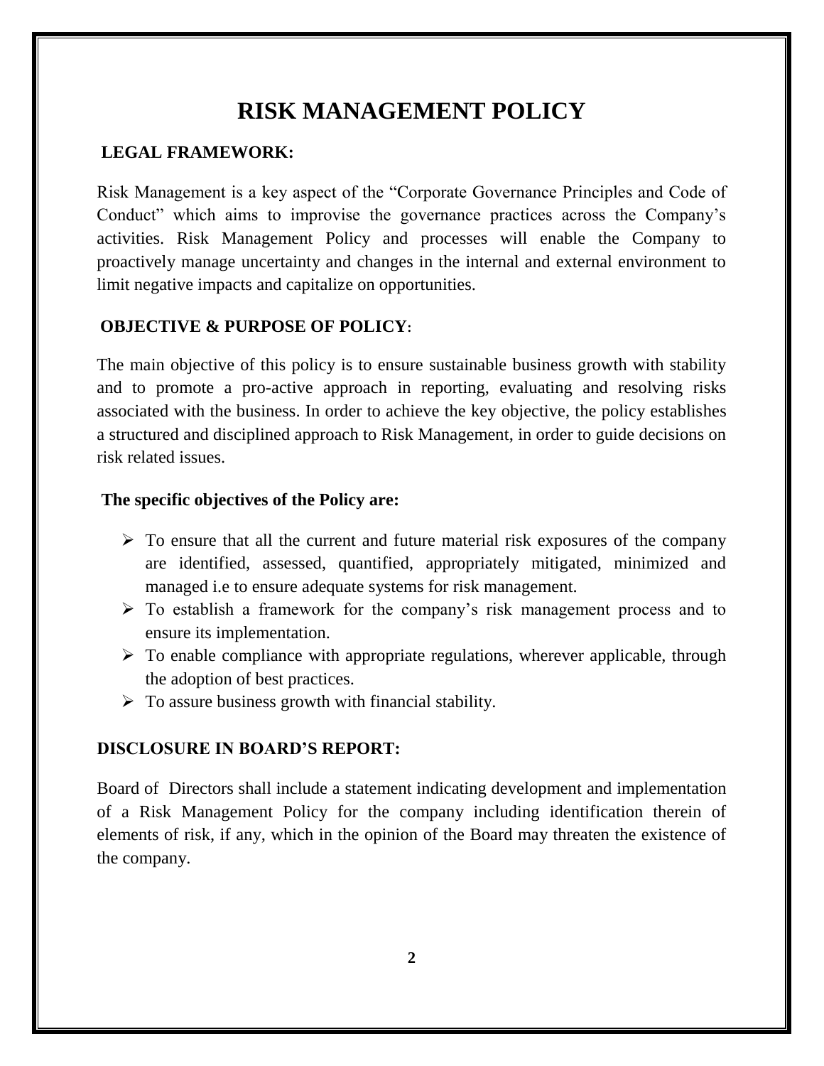# RISK MANAGEMENT POLICY

## LEGAL FRAMEWORK:

Risk Management is a key aspect of the "Corporate Governance Principles and Code of Conduct" which aims to improvise the governance practices across the Company's activities. Risk Management Policy and processes will enable the Company to proactively manage uncertainty and changes in the internal and external environment to limit negative impacts and capitalize on opportunities.

## OBJECTIVE & PURPOSE OF POLICY:

The main objective of this policy is to ensure sustainable business growth with stability and to promote a pro-active approach in reporting, evaluating and resolving risks associated with the business. In order to achieve the key objective, the policy establishes a structured and disciplined approach to Risk Management, in order to guide decisions on risk related issues.

**The specific objectives of the Policy are:**

- To ensure that all the current and future material risk exposures of the company are identified, assessed, quantified, appropriately mitigated, minimized and managed i.e to ensure adequate systems for risk management.
- To establish a framework for the company's risk management process and to ensure its implementation.
- To enable compliance with appropriate regulations, wherever applicable, through the adoption of best practices.
- To assure business growth with financial stability.

## DISCLOSURE IN BOARD'S REPORT:

Board of Directors shall include a statement indicating development and implementation of a Risk Management Policy for the company including identification therein of elements of risk, if any, which in the opinion of the Board may threaten the existence of the company.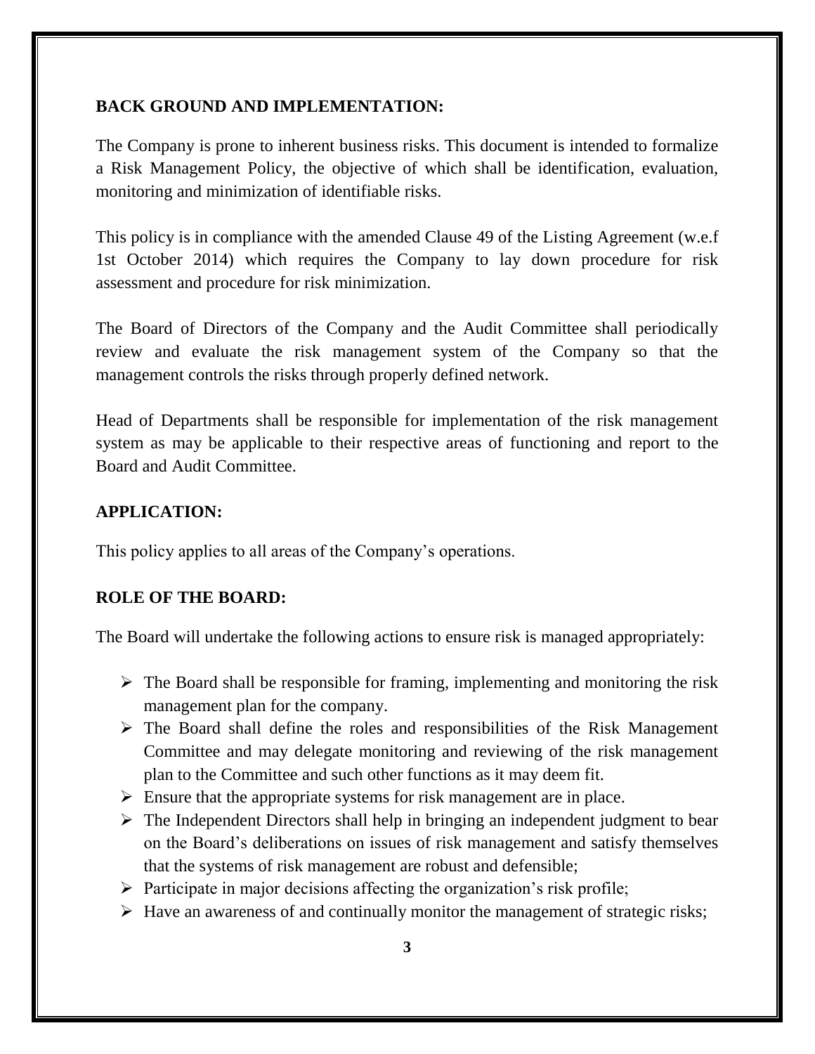## BACK GROUND AND IMPLEMENTATION:

The Company is prone to inherent business risks. This document is intended to formalize a Risk Management Policy, the objective of which shall be identification, evaluation, monitoring and minimization of identifiable risks.

This policy is in compliance with the amended Clause 49 of the Listing Agreement (w.e.f 1st October 2014) which requires the Company to lay down procedure for risk assessment and procedure for risk minimization.

The Board of Directors of the Company and the Audit Committee shall periodically review and evaluate the risk management system of the Company so that the management controls the risks through properly defined network.

Head of Departments shall be responsible for implementation of the risk management system as may be applicable to their respective areas of functioning and report to the Board and Audit Committee.

## APPLICATION:

This policy applies to all areas of the Company's operations.

## ROLE OF THE BOARD:

The Board will undertake the following actions to ensure risk is managed appropriately:

- The Board shall be responsible for framing, implementing and monitoring the risk management plan for the company.
- The Board shall define the roles and responsibilities of the Risk Management Committee and may delegate monitoring and reviewing of the risk management plan to the Committee and such other functions as it may deem fit.
- Ensure that the appropriate systems for risk management are in place.
- The Independent Directors shall help in bringing an independent judgment to bear on the Board's deliberations on issues of risk management and satisfy themselves that the systems of risk management are robust and defensible;
- Participate in major decisions affecting the organization's risk profile;
- Have an awareness of and continually monitor the management of strategic risks;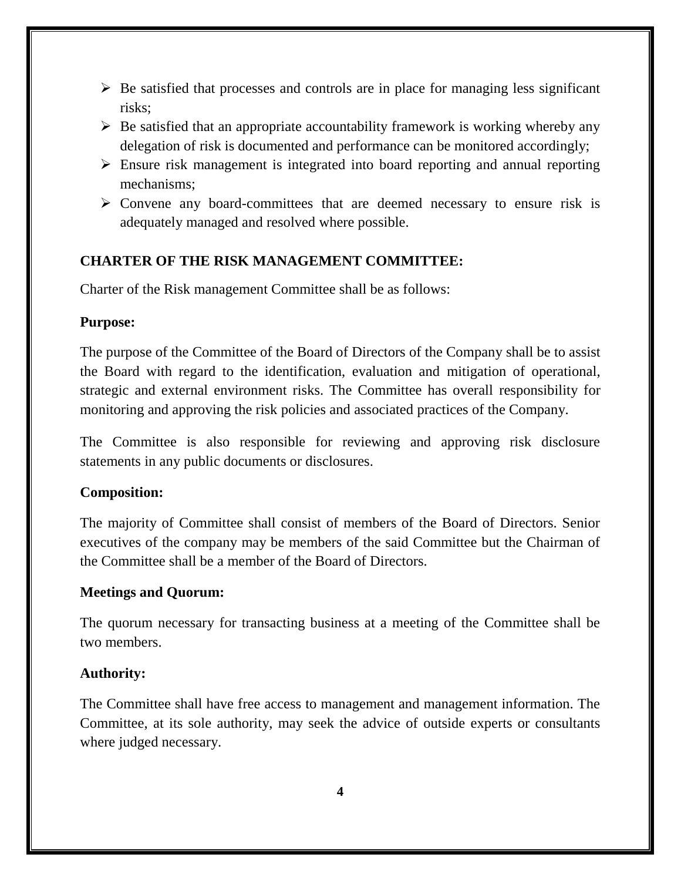- Be satisfied that processes and controls are in place for managing less significant risks;
- Be satisfied that an appropriate accountability framework is working whereby any delegation of risk is documented and performance can be monitored accordingly;
- Ensure risk management is integrated into board reporting and annual reporting mechanisms;
- Convene any board-committees that are deemed necessary to ensure risk is adequately managed and resolved where possible.

## CHARTER OF THE RISK MANAGEMENT COMMITTEE:

Charter of the Risk management Committee shall be as follows:

### Purpose:

The purpose of the Committee of the Board of Directors of the Company shall be to assist the Board with regard to the identification, evaluation and mitigation of operational, strategic and external environment risks. The Committee has overall responsibility for monitoring and approving the risk policies and associated practices of the Company.

The Committee is also responsible for reviewing and approving risk disclosure statements in any public documents or disclosures.

### Composition:

The majority of Committee shall consist of members of the Board of Directors. Senior executives of the company may be members of the said Committee but the Chairman of the Committee shall be a member of the Board of Directors.

### Meetings and Quorum:

The quorum necessary for transacting business at a meeting of the Committee shall be two members.

### Authority:

The Committee shall have free access to management and management information. The Committee, at its sole authority, may seek the advice of outside experts or consultants where judged necessary.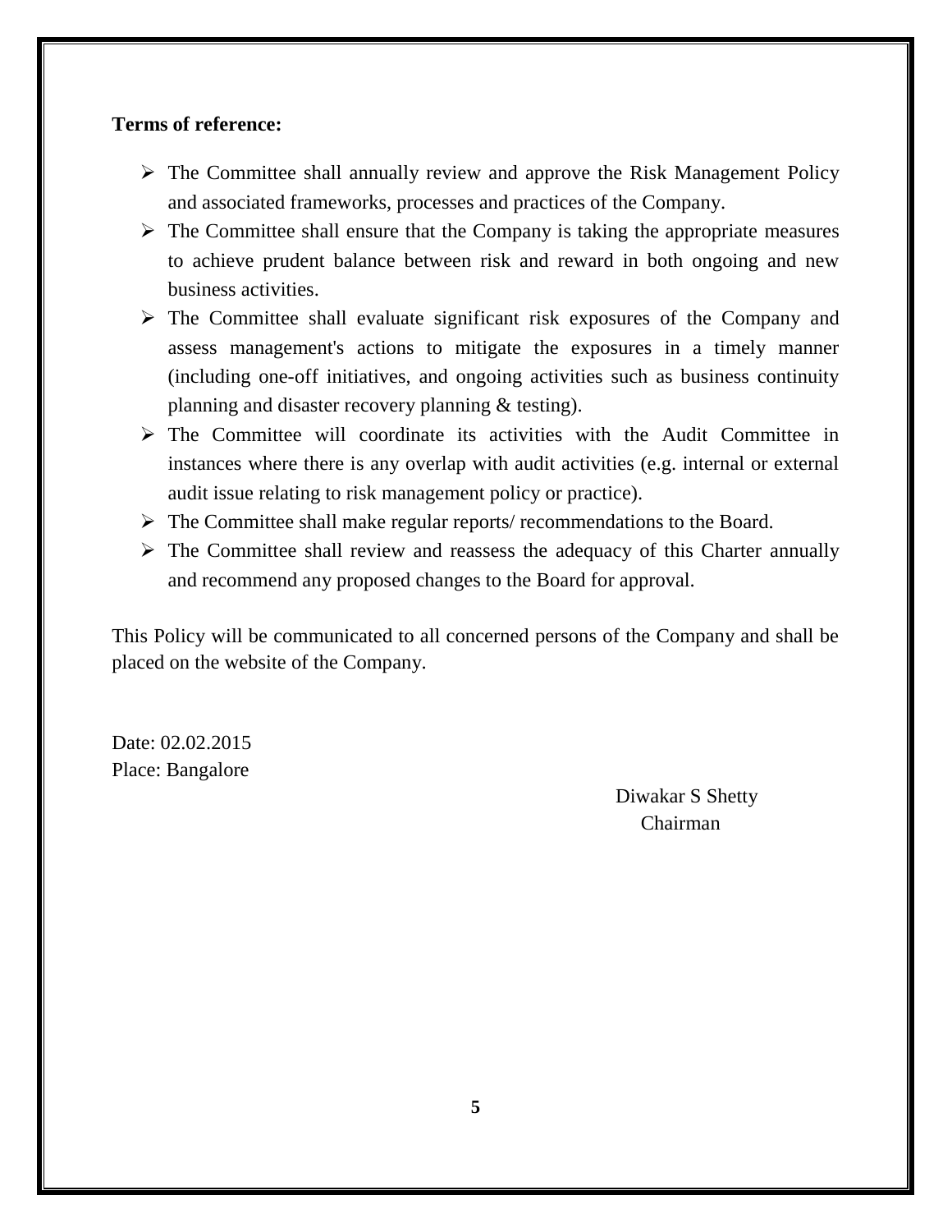**Terms of reference:**

- The Committee shall annually review and approve the Risk Management Policy and associated frameworks, processes and practices of the Company.
- The Committee shall ensure that the Company is taking the appropriate measures to achieve prudent balance between risk and reward in both ongoing and new business activities.
- The Committee shall evaluate significant risk exposures of the Company and assess management's actions to mitigate the exposures in a timely manner (including one-off initiatives, and ongoing activities such as business continuity planning and disaster recovery planning & testing).
- The Committee will coordinate its activities with the Audit Committee in instances where there is any overlap with audit activities (e.g. internal or external audit issue relating to risk management policy or practice).
- The Committee shall make regular reports/ recommendations to the Board.
- The Committee shall review and reassess the adequacy of this Charter annually and recommend any proposed changes to the Board for approval.

This Policy will be communicated to all concerned persons of the Company and shall be placed on the website of the Company.

Date: 02.02.2015
Place: Bangalore

Diwakar S Shetty
Chairman